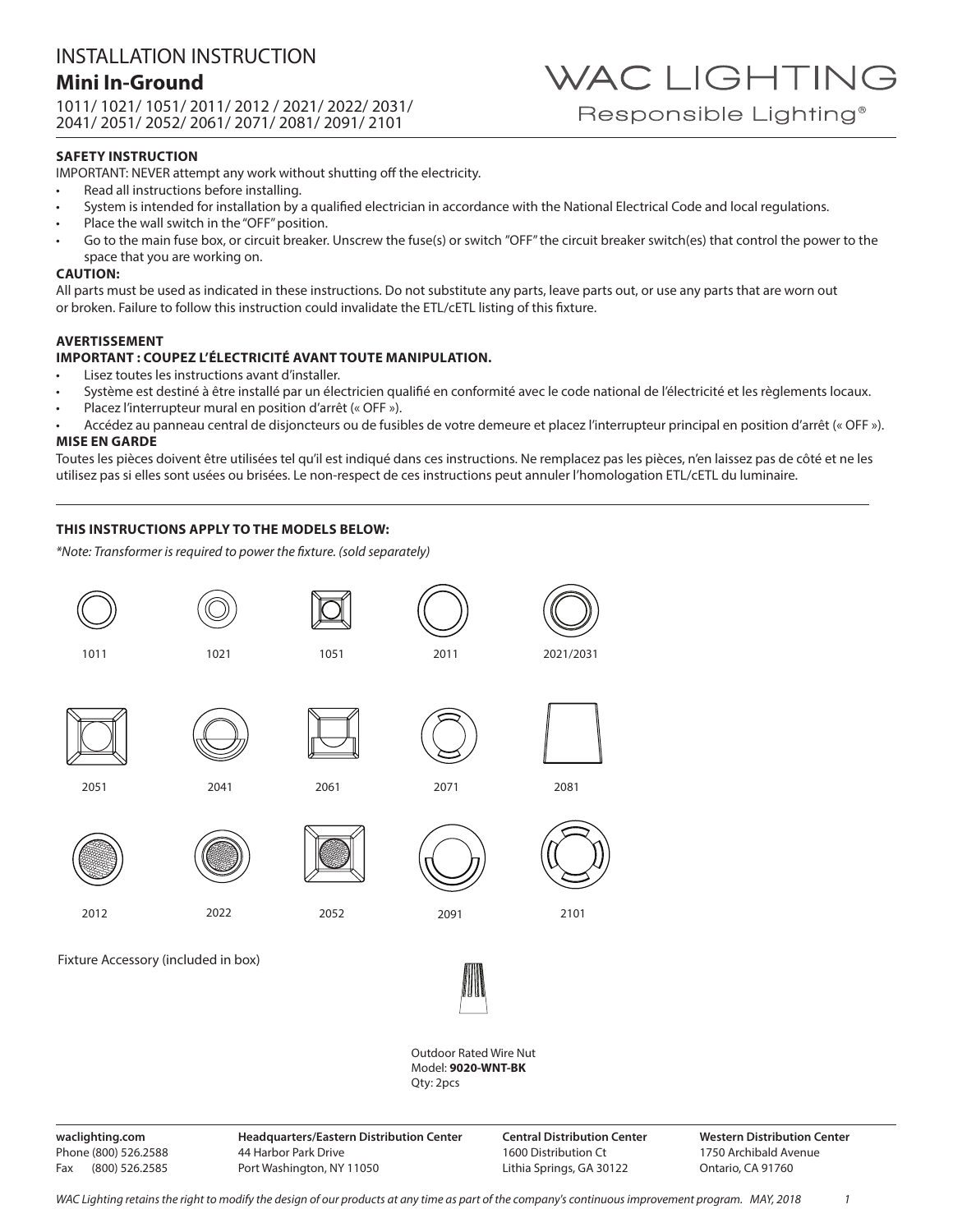# INSTALLATION INSTRUCTION

## Mini In-Ground

1011/ 1021/ 1051/ 2011/ 2012 / 2021/ 2022/ 2031/ 2041/ 2051/ 2052/ 2061/ 2071/ 2081/ 2091/ 2101

WAC LIGHTING
Responsible Lighting®

### SAFETY INSTRUCTION

IMPORTANT: NEVER attempt any work without shutting off the electricity.

- Read all instructions before installing.
- System is intended for installation by a qualified electrician in accordance with the National Electrical Code and local regulations.
- Place the wall switch in the "OFF" position.
- Go to the main fuse box, or circuit breaker. Unscrew the fuse(s) or switch "OFF" the circuit breaker switch(es) that control the power to the space that you are working on.

**CAUTION:**

All parts must be used as indicated in these instructions. Do not substitute any parts, leave parts out, or use any parts that are worn out or broken. Failure to follow this instruction could invalidate the ETL/cETL listing of this fixture.

### AVERTISSEMENT

**IMPORTANT : COUPEZ L'ÉLECTRICITÉ AVANT TOUTE MANIPULATION.**

- Lisez toutes les instructions avant d'installer.
- Système est destiné à être installé par un électricien qualifié en conformité avec le code national de l'électricité et les règlements locaux.
- Placez l'interrupteur mural en position d'arrêt (« OFF »).
- Accédez au panneau central de disjoncteurs ou de fusibles de votre demeure et placez l'interrupteur principal en position d'arrêt (« OFF »).

**MISE EN GARDE**

Toutes les pièces doivent être utilisées tel qu'il est indiqué dans ces instructions. Ne remplacez pas les pièces, n'en laissez pas de côté et ne les utilisez pas si elles sont usées ou brisées. Le non-respect de ces instructions peut annuler l'homologation ETL/cETL du luminaire.

### THIS INSTRUCTIONS APPLY TO THE MODELS BELOW:

*\*Note: Transformer is required to power the fixture. (sold separately)*

1011 1021 1051 2011 2021/2031

2051 2041 2061 2071 2081

2012 2022 2052 2091 2101

Fixture Accessory (included in box)

Outdoor Rated Wire Nut
Model: **9020-WNT-BK**
Qty: 2pcs

**waclighting.com**
Phone (800) 526.2588
Fax (800) 526.2585

**Headquarters/Eastern Distribution Center**
44 Harbor Park Drive
Port Washington, NY 11050

**Central Distribution Center**
1600 Distribution Ct
Lithia Springs, GA 30122

**Western Distribution Center**
1750 Archibald Avenue
Ontario, CA 91760

*WAC Lighting retains the right to modify the design of our products at any time as part of the company's continuous improvement program. MAY, 2018*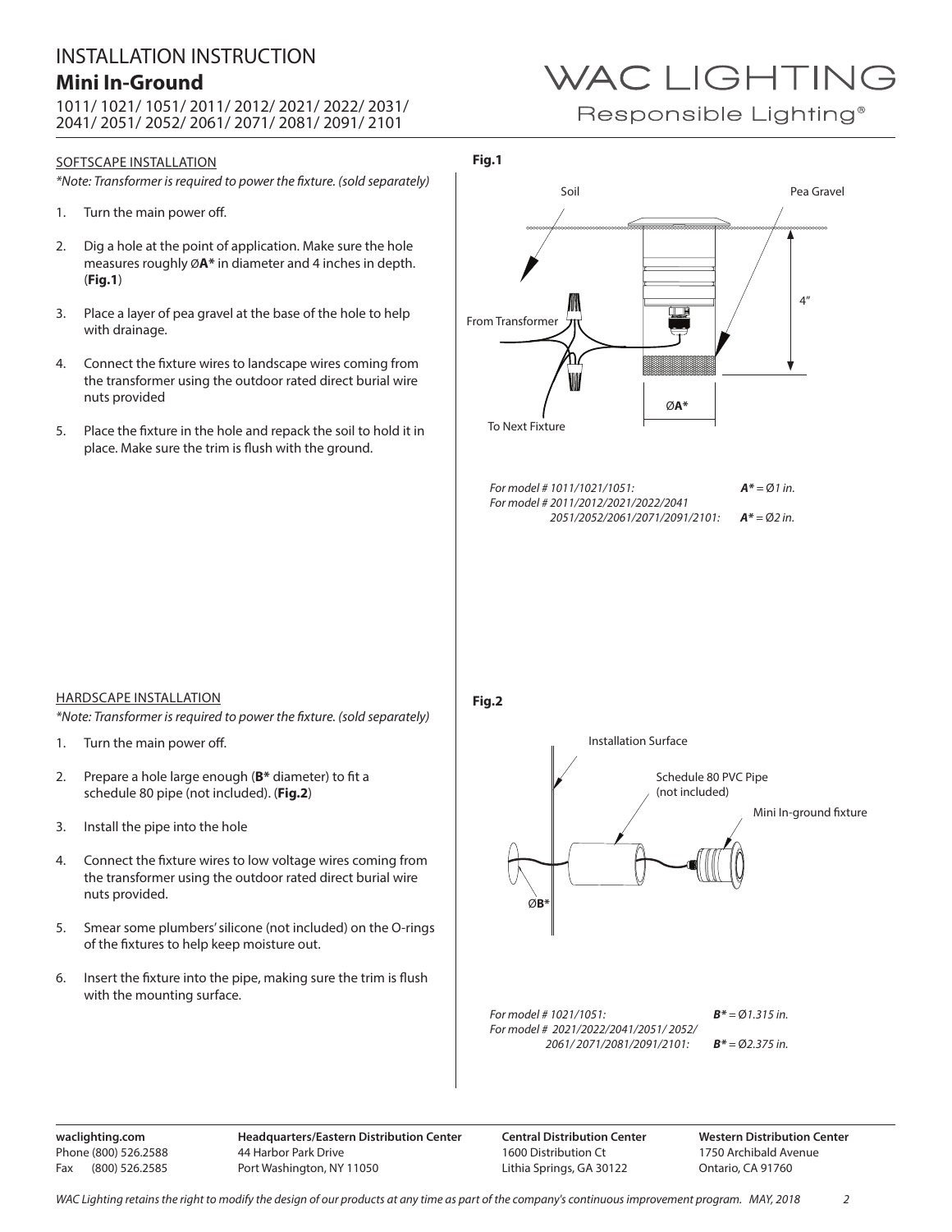# INSTALLATION INSTRUCTION

## Mini In-Ground

1011/ 1021/ 1051/ 2011/ 2012/ 2021/ 2022/ 2031/ 2041/ 2051/ 2052/ 2061/ 2071/ 2081/ 2091/ 2101

WAC LIGHTING
Responsible Lighting®

### SOFTSCAPE INSTALLATION

*\*Note: Transformer is required to power the fixture. (sold separately)*

1. Turn the main power off.
2. Dig a hole at the point of application. Make sure the hole measures roughly Ø**A\*** in diameter and 4 inches in depth. (**Fig.1**)
3. Place a layer of pea gravel at the base of the hole to help with drainage.
4. Connect the fixture wires to landscape wires coming from the transformer using the outdoor rated direct burial wire nuts provided
5. Place the fixture in the hole and repack the soil to hold it in place. Make sure the trim is flush with the ground.

**Fig.1**

Soil
Pea Gravel
From Transformer
To Next Fixture
4"
Ø**A\***

*For model # 1011/1021/1051:* ***A\**** *= Ø1 in.*
*For model # 2011/2012/2021/2022/2041 2051/2052/2061/2071/2091/2101:* ***A\**** *= Ø2 in.*

### HARDSCAPE INSTALLATION

*\*Note: Transformer is required to power the fixture. (sold separately)*

1. Turn the main power off.
2. Prepare a hole large enough (**B\*** diameter) to fit a schedule 80 pipe (not included). (**Fig.2**)
3. Install the pipe into the hole
4. Connect the fixture wires to low voltage wires coming from the transformer using the outdoor rated direct burial wire nuts provided.
5. Smear some plumbers' silicone (not included) on the O-rings of the fixtures to help keep moisture out.
6. Insert the fixture into the pipe, making sure the trim is flush with the mounting surface.

**Fig.2**

Installation Surface
Schedule 80 PVC Pipe (not included)
Mini In-ground fixture
Ø**B\***

*For model # 1021/1051:* ***B\**** *= Ø1.315 in.*
*For model # 2021/2022/2041/2051/ 2052/ 2061/ 2071/2081/2091/2101:* ***B\**** *= Ø2.375 in.*

**waclighting.com**
Phone (800) 526.2588
Fax (800) 526.2585

**Headquarters/Eastern Distribution Center**
44 Harbor Park Drive
Port Washington, NY 11050

**Central Distribution Center**
1600 Distribution Ct
Lithia Springs, GA 30122

**Western Distribution Center**
1750 Archibald Avenue
Ontario, CA 91760

*WAC Lighting retains the right to modify the design of our products at any time as part of the company's continuous improvement program. MAY, 2018*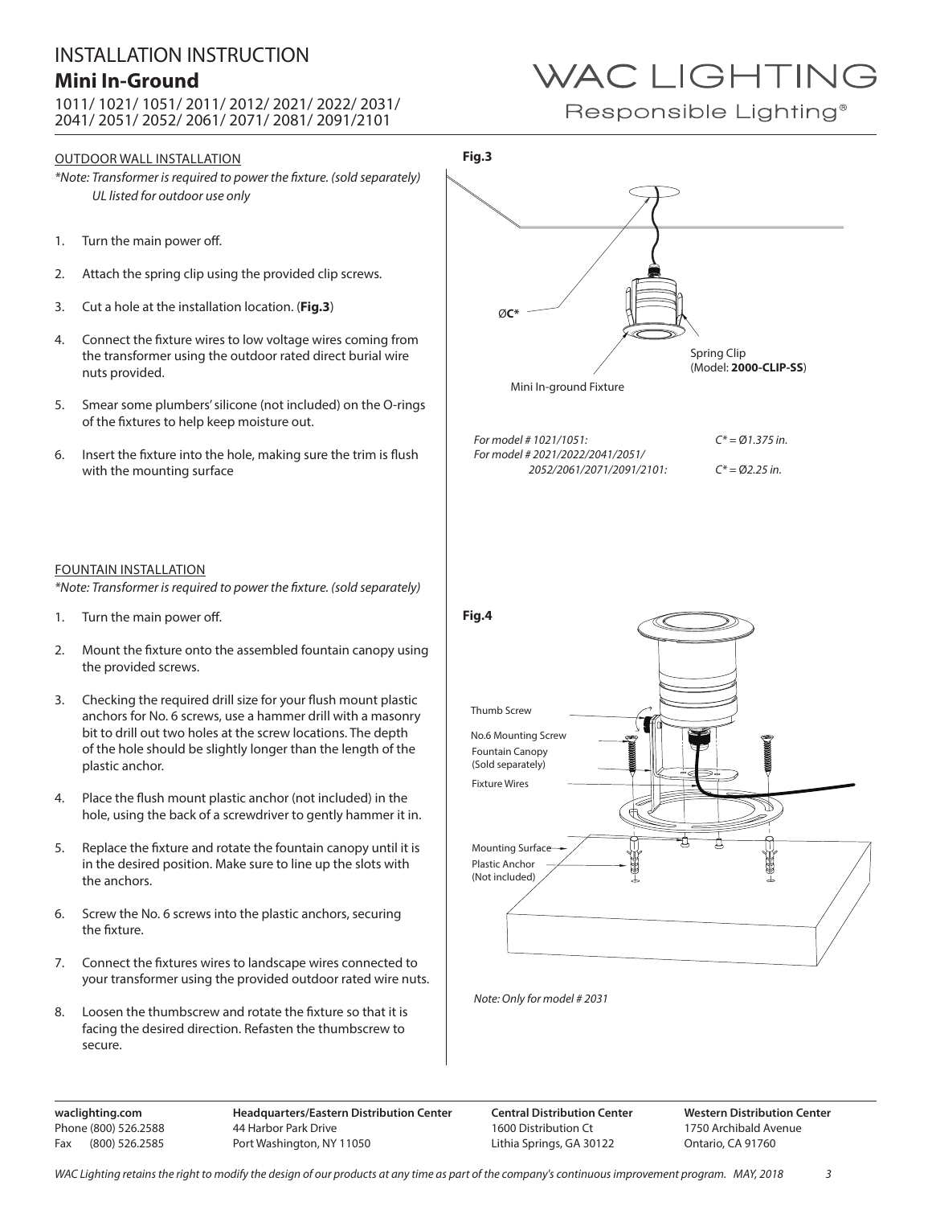# INSTALLATION INSTRUCTION

## Mini In-Ground

1011/ 1021/ 1051/ 2011/ 2012/ 2021/ 2022/ 2031/ 2041/ 2051/ 2052/ 2061/ 2071/ 2081/ 2091/2101

WAC LIGHTING
Responsible Lighting®

### OUTDOOR WALL INSTALLATION

*\*Note: Transformer is required to power the fixture. (sold separately)*
*UL listed for outdoor use only*

1. Turn the main power off.
2. Attach the spring clip using the provided clip screws.
3. Cut a hole at the installation location. (**Fig.3**)
4. Connect the fixture wires to low voltage wires coming from the transformer using the outdoor rated direct burial wire nuts provided.
5. Smear some plumbers' silicone (not included) on the O-rings of the fixtures to help keep moisture out.
6. Insert the fixture into the hole, making sure the trim is flush with the mounting surface

**Fig.3**

ØC*

Spring Clip (Model: **2000-CLIP-SS**)

Mini In-ground Fixture

*For model # 1021/1051: C* = Ø1.375 in.*
*For model # 2021/2022/2041/2051/2052/2061/2071/2091/2101: C* = Ø2.25 in.*

### FOUNTAIN INSTALLATION

*\*Note: Transformer is required to power the fixture. (sold separately)*

1. Turn the main power off.
2. Mount the fixture onto the assembled fountain canopy using the provided screws.
3. Checking the required drill size for your flush mount plastic anchors for No. 6 screws, use a hammer drill with a masonry bit to drill out two holes at the screw locations. The depth of the hole should be slightly longer than the length of the plastic anchor.
4. Place the flush mount plastic anchor (not included) in the hole, using the back of a screwdriver to gently hammer it in.
5. Replace the fixture and rotate the fountain canopy until it is in the desired position. Make sure to line up the slots with the anchors.
6. Screw the No. 6 screws into the plastic anchors, securing the fixture.
7. Connect the fixtures wires to landscape wires connected to your transformer using the provided outdoor rated wire nuts.
8. Loosen the thumbscrew and rotate the fixture so that it is facing the desired direction. Refasten the thumbscrew to secure.

**Fig.4**

Thumb Screw

No.6 Mounting Screw

Fountain Canopy (Sold separately)

Fixture Wires

Mounting Surface

Plastic Anchor (Not included)

*Note: Only for model # 2031*

**waclighting.com**
Phone (800) 526.2588
Fax (800) 526.2585

**Headquarters/Eastern Distribution Center**
44 Harbor Park Drive
Port Washington, NY 11050

**Central Distribution Center**
1600 Distribution Ct
Lithia Springs, GA 30122

**Western Distribution Center**
1750 Archibald Avenue
Ontario, CA 91760

*WAC Lighting retains the right to modify the design of our products at any time as part of the company's continuous improvement program. MAY, 2018*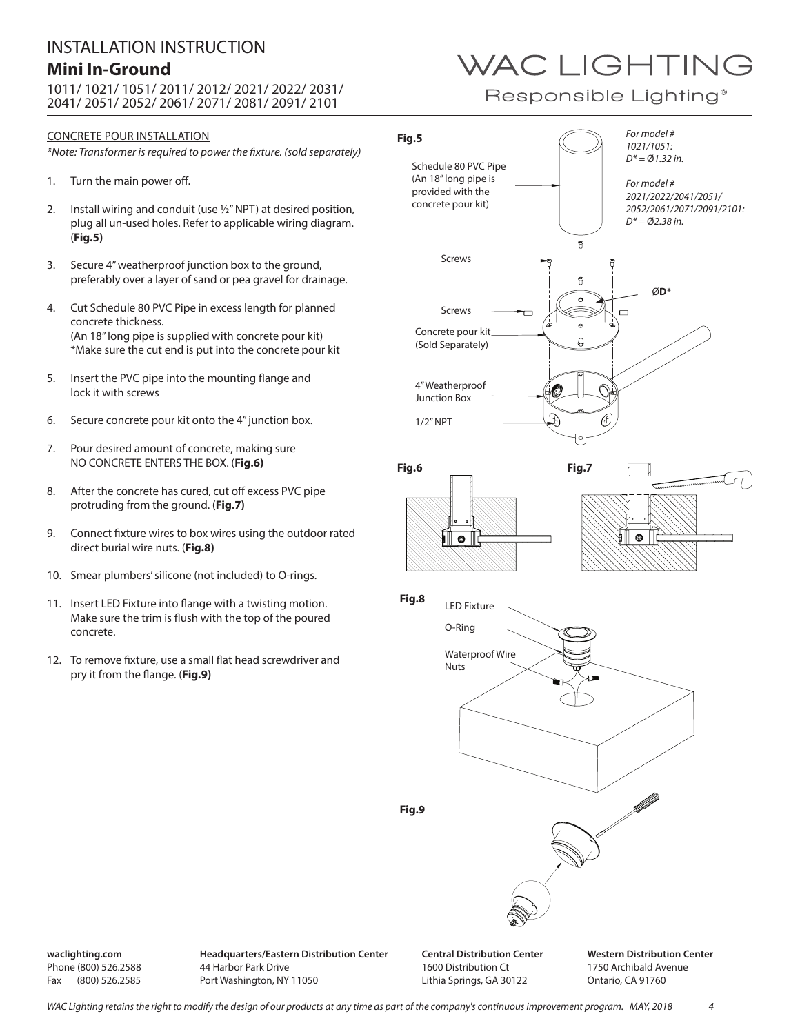# INSTALLATION INSTRUCTION

## Mini In-Ground

1011/ 1021/ 1051/ 2011/ 2012/ 2021/ 2022/ 2031/ 2041/ 2051/ 2052/ 2061/ 2071/ 2081/ 2091/ 2101

WAC LIGHTING

Responsible Lighting®

### CONCRETE POUR INSTALLATION

*\*Note: Transformer is required to power the fixture. (sold separately)*

1. Turn the main power off.
2. Install wiring and conduit (use ½" NPT) at desired position, plug all un-used holes. Refer to applicable wiring diagram. (**Fig.5**)
3. Secure 4" weatherproof junction box to the ground, preferably over a layer of sand or pea gravel for drainage.
4. Cut Schedule 80 PVC Pipe in excess length for planned concrete thickness.
   (An 18" long pipe is supplied with concrete pour kit)
   *Make sure the cut end is put into the concrete pour kit
5. Insert the PVC pipe into the mounting flange and lock it with screws
6. Secure concrete pour kit onto the 4" junction box.
7. Pour desired amount of concrete, making sure NO CONCRETE ENTERS THE BOX. (**Fig.6)**
8. After the concrete has cured, cut off excess PVC pipe protruding from the ground. (**Fig.7)**
9. Connect fixture wires to box wires using the outdoor rated direct burial wire nuts. (**Fig.8)**
10. Smear plumbers' silicone (not included) to O-rings.
11. Insert LED Fixture into flange with a twisting motion. Make sure the trim is flush with the top of the poured concrete.
12. To remove fixture, use a small flat head screwdriver and pry it from the flange. (**Fig.9)**

**Fig.5**

Schedule 80 PVC Pipe (An 18" long pipe is provided with the concrete pour kit)

*For model # 1021/1051: D* = Ø1.32 in.*

*For model # 2021/2022/2041/2051/ 2052/2061/2071/2091/2101: D* = Ø2.38 in.*

Screws

ØD*

Screws

Concrete pour kit (Sold Separately)

4" Weatherproof Junction Box

1/2" NPT

**Fig.6**

**Fig.7**

**Fig.8**

LED Fixture

O-Ring

Waterproof Wire Nuts

**Fig.9**

**waclighting.com**
Phone (800) 526.2588
Fax (800) 526.2585

**Headquarters/Eastern Distribution Center**
44 Harbor Park Drive
Port Washington, NY 11050

**Central Distribution Center**
1600 Distribution Ct
Lithia Springs, GA 30122

**Western Distribution Center**
1750 Archibald Avenue
Ontario, CA 91760

*WAC Lighting retains the right to modify the design of our products at any time as part of the company's continuous improvement program. MAY, 2018*